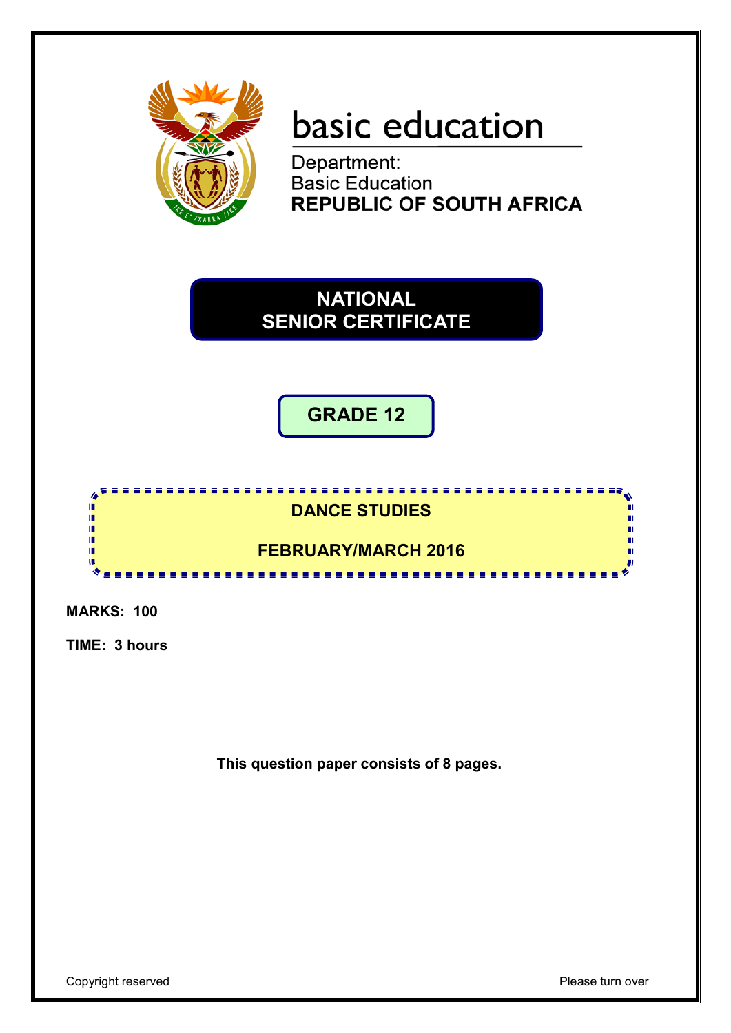basic education

Department:
Basic Education
**REPUBLIC OF SOUTH AFRICA**

# NATIONAL SENIOR CERTIFICATE

## GRADE 12

## DANCE STUDIES

## FEBRUARY/MARCH 2016

**MARKS: 100**

**TIME: 3 hours**

**This question paper consists of 8 pages.**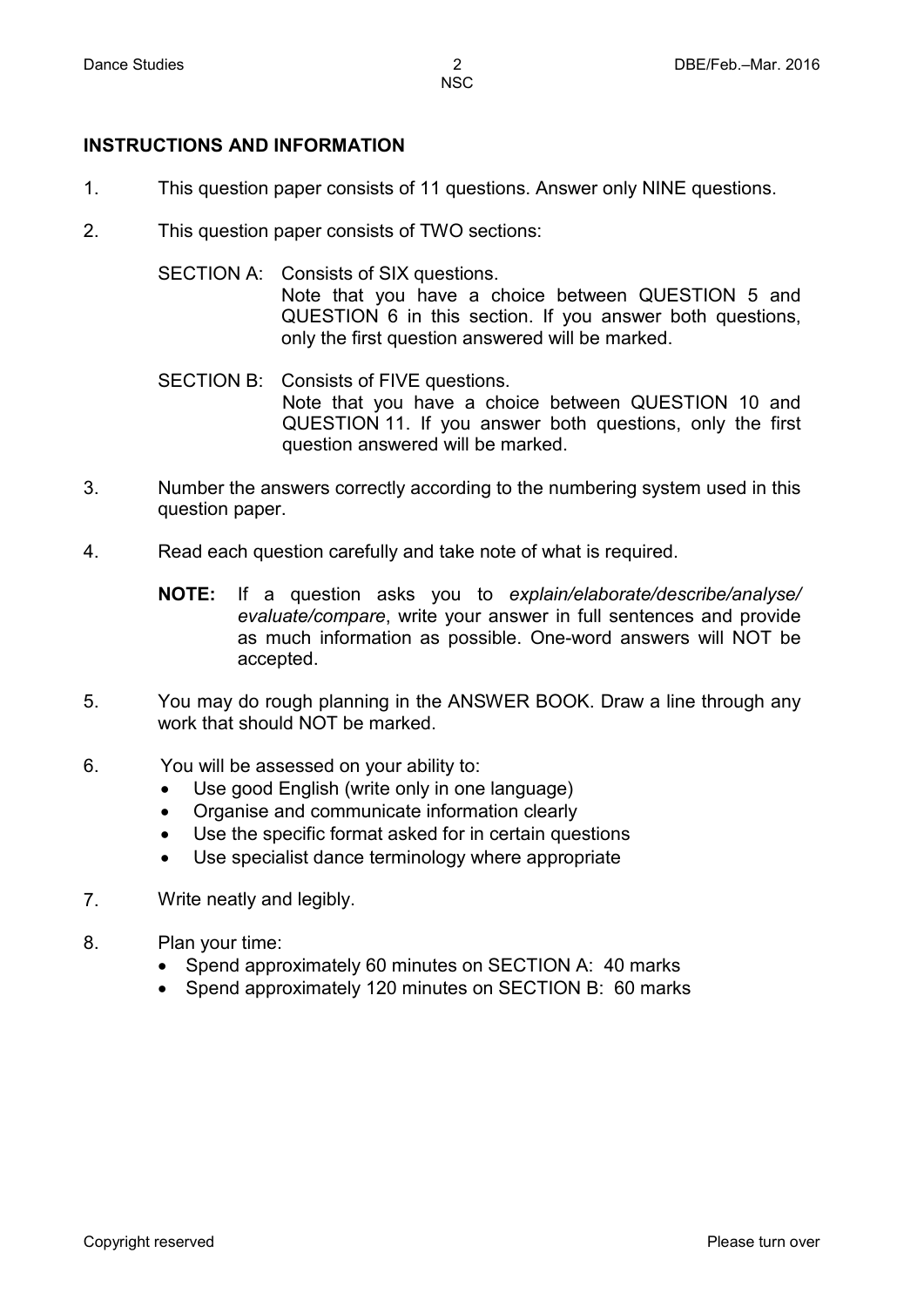## INSTRUCTIONS AND INFORMATION

1. This question paper consists of 11 questions. Answer only NINE questions.

2. This question paper consists of TWO sections:

   SECTION A: Consists of SIX questions.
   Note that you have a choice between QUESTION 5 and QUESTION 6 in this section. If you answer both questions, only the first question answered will be marked.

   SECTION B: Consists of FIVE questions.
   Note that you have a choice between QUESTION 10 and QUESTION 11. If you answer both questions, only the first question answered will be marked.

3. Number the answers correctly according to the numbering system used in this question paper.

4. Read each question carefully and take note of what is required.

   **NOTE:** If a question asks you to *explain/elaborate/describe/analyse/evaluate/compare*, write your answer in full sentences and provide as much information as possible. One-word answers will NOT be accepted.

5. You may do rough planning in the ANSWER BOOK. Draw a line through any work that should NOT be marked.

6. You will be assessed on your ability to:
   - Use good English (write only in one language)
   - Organise and communicate information clearly
   - Use the specific format asked for in certain questions
   - Use specialist dance terminology where appropriate

7. Write neatly and legibly.

8. Plan your time:
   - Spend approximately 60 minutes on SECTION A: 40 marks
   - Spend approximately 120 minutes on SECTION B: 60 marks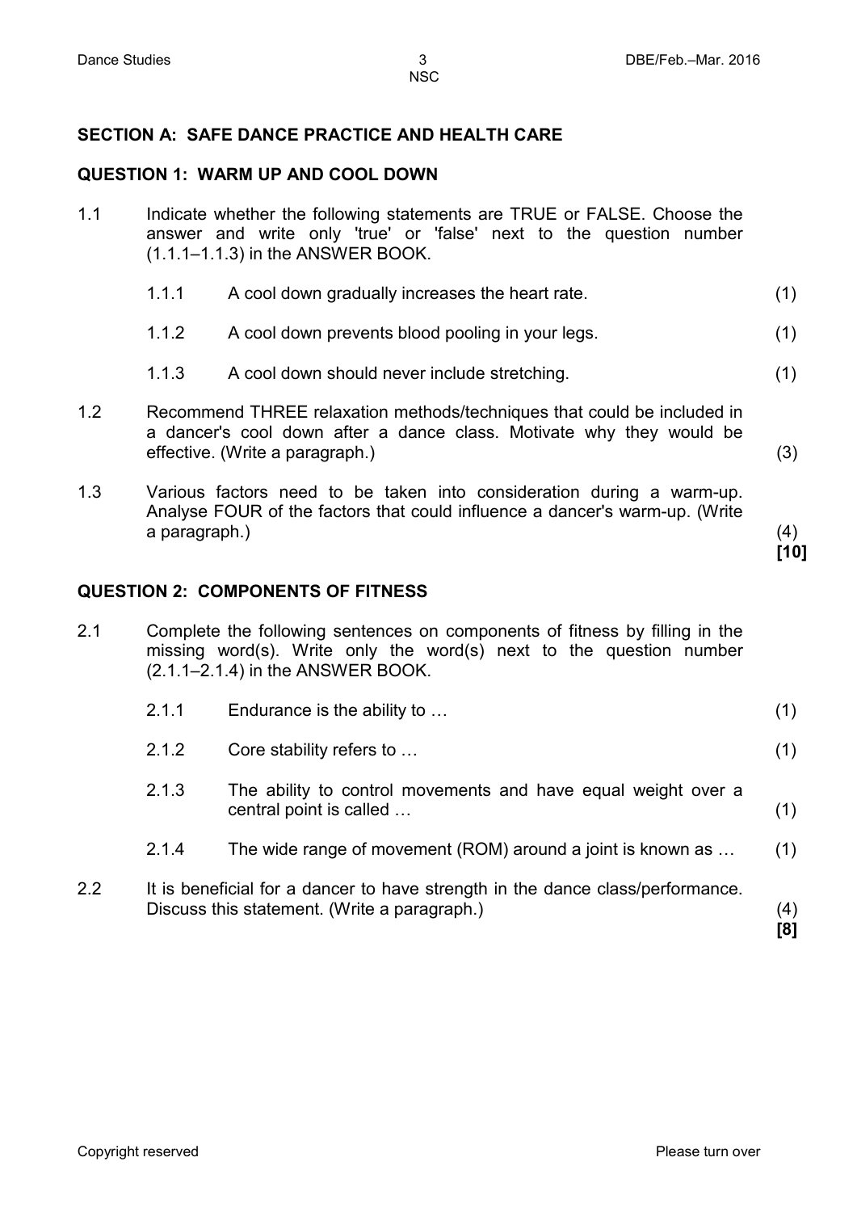## SECTION A: SAFE DANCE PRACTICE AND HEALTH CARE

### QUESTION 1: WARM UP AND COOL DOWN

1.1 Indicate whether the following statements are TRUE or FALSE. Choose the answer and write only 'true' or 'false' next to the question number (1.1.1–1.1.3) in the ANSWER BOOK.

1.1.1 A cool down gradually increases the heart rate. (1)

1.1.2 A cool down prevents blood pooling in your legs. (1)

1.1.3 A cool down should never include stretching. (1)

1.2 Recommend THREE relaxation methods/techniques that could be included in a dancer's cool down after a dance class. Motivate why they would be effective. (Write a paragraph.) (3)

1.3 Various factors need to be taken into consideration during a warm-up. Analyse FOUR of the factors that could influence a dancer's warm-up. (Write a paragraph.) (4)

**[10]**

### QUESTION 2: COMPONENTS OF FITNESS

2.1 Complete the following sentences on components of fitness by filling in the missing word(s). Write only the word(s) next to the question number (2.1.1–2.1.4) in the ANSWER BOOK.

2.1.1 Endurance is the ability to … (1)

2.1.2 Core stability refers to … (1)

2.1.3 The ability to control movements and have equal weight over a central point is called … (1)

2.1.4 The wide range of movement (ROM) around a joint is known as … (1)

2.2 It is beneficial for a dancer to have strength in the dance class/performance. Discuss this statement. (Write a paragraph.) (4)

**[8]**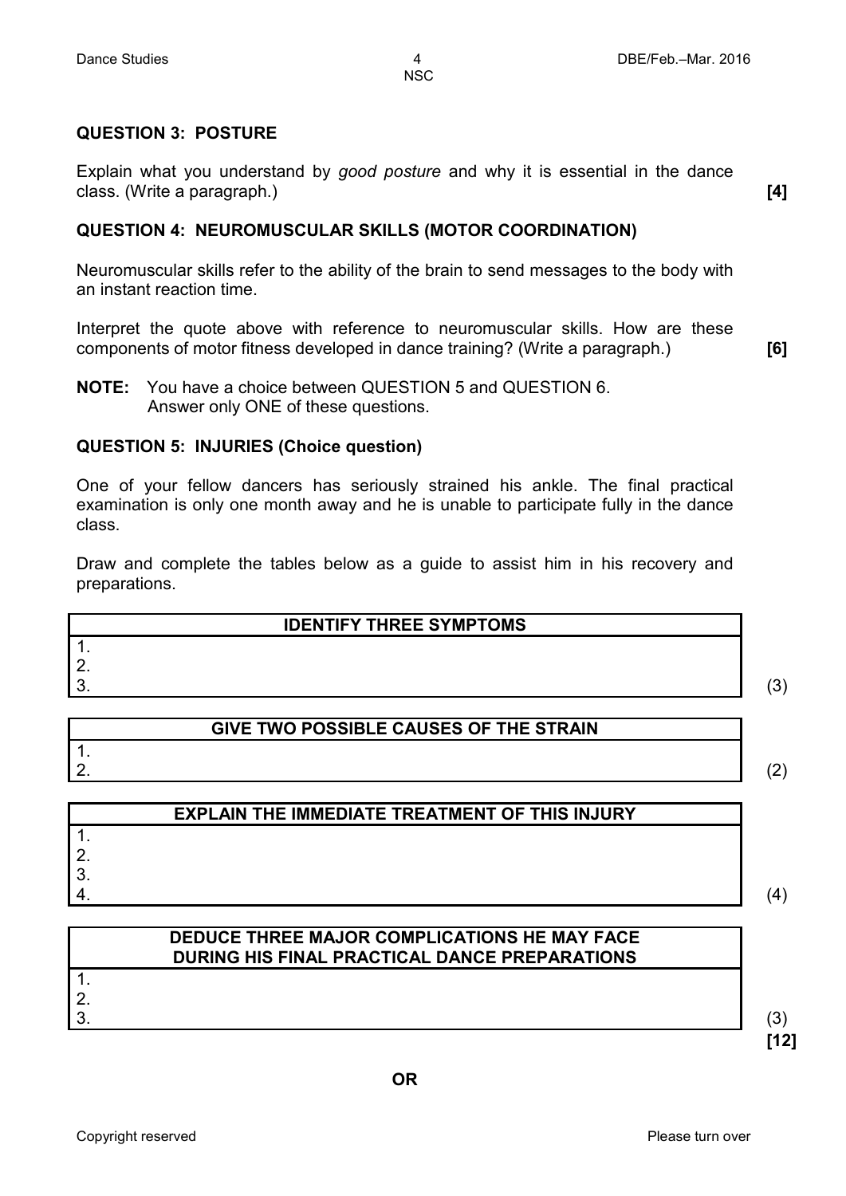### QUESTION 3: POSTURE

Explain what you understand by *good posture* and why it is essential in the dance class. (Write a paragraph.) **[4]**

### QUESTION 4: NEUROMUSCULAR SKILLS (MOTOR COORDINATION)

Neuromuscular skills refer to the ability of the brain to send messages to the body with an instant reaction time.

Interpret the quote above with reference to neuromuscular skills. How are these components of motor fitness developed in dance training? (Write a paragraph.) **[6]**

**NOTE:** You have a choice between QUESTION 5 and QUESTION 6. Answer only ONE of these questions.

### QUESTION 5: INJURIES (Choice question)

One of your fellow dancers has seriously strained his ankle. The final practical examination is only one month away and he is unable to participate fully in the dance class.

Draw and complete the tables below as a guide to assist him in his recovery and preparations.

| IDENTIFY THREE SYMPTOMS |
|---|
| 1. |
| 2. |
| 3. |

(3)

| GIVE TWO POSSIBLE CAUSES OF THE STRAIN |
|---|
| 1. |
| 2. |

(2)

| EXPLAIN THE IMMEDIATE TREATMENT OF THIS INJURY |
|---|
| 1. |
| 2. |
| 3. |
| 4. |

(4)

| DEDUCE THREE MAJOR COMPLICATIONS HE MAY FACE DURING HIS FINAL PRACTICAL DANCE PREPARATIONS |
|---|
| 1. |
| 2. |
| 3. |

(3)

**[12]**

**OR**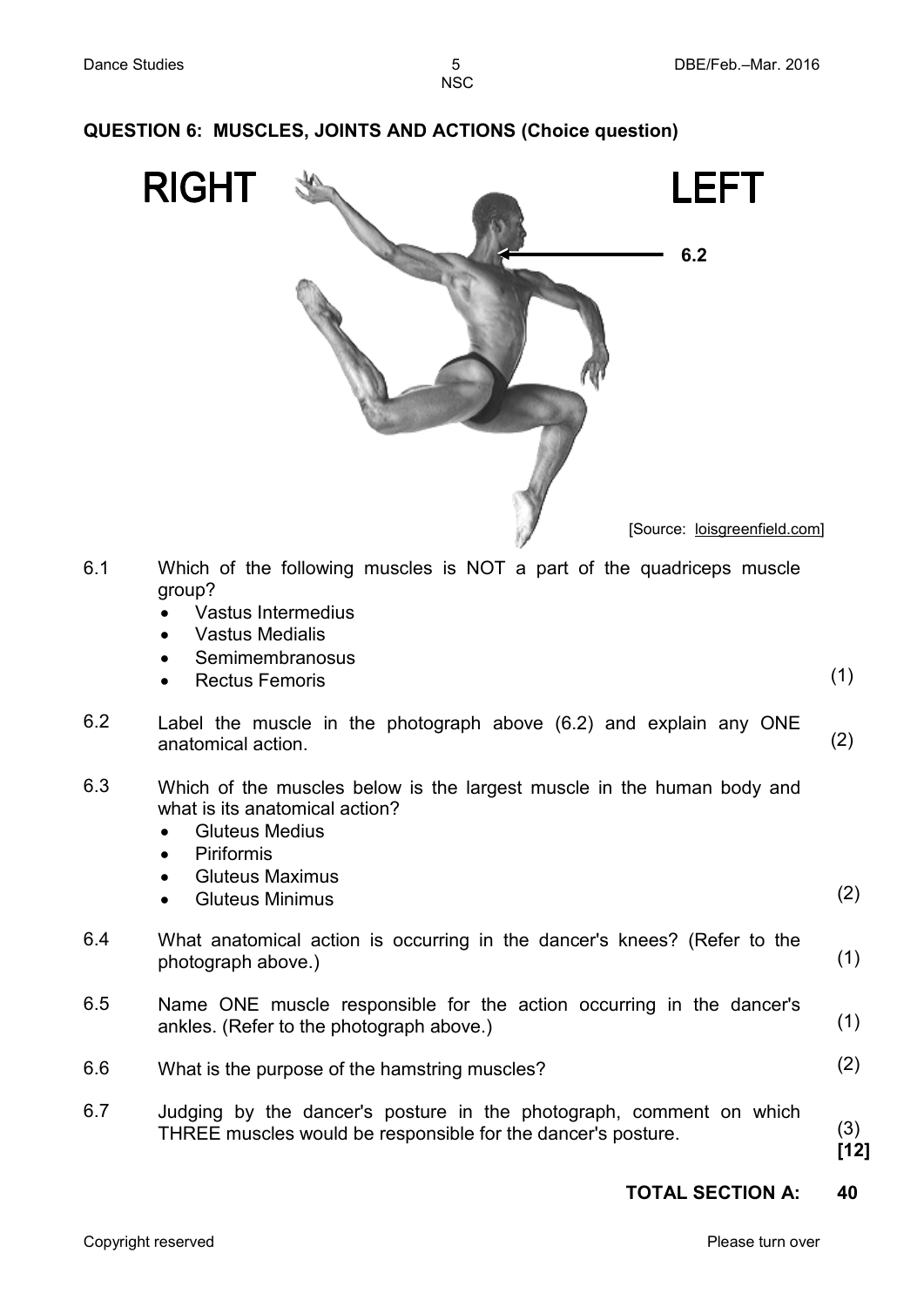## QUESTION 6: MUSCLES, JOINTS AND ACTIONS (Choice question)

RIGHT LEFT

6.2

[Source: loisgreenfield.com]

6.1 Which of the following muscles is NOT a part of the quadriceps muscle group?
- Vastus Intermedius
- Vastus Medialis
- Semimembranosus
- Rectus Femoris

(1)

6.2 Label the muscle in the photograph above (6.2) and explain any ONE anatomical action. (2)

6.3 Which of the muscles below is the largest muscle in the human body and what is its anatomical action?
- Gluteus Medius
- Piriformis
- Gluteus Maximus
- Gluteus Minimus

(2)

6.4 What anatomical action is occurring in the dancer's knees? (Refer to the photograph above.) (1)

6.5 Name ONE muscle responsible for the action occurring in the dancer's ankles. (Refer to the photograph above.) (1)

6.6 What is the purpose of the hamstring muscles? (2)

6.7 Judging by the dancer's posture in the photograph, comment on which THREE muscles would be responsible for the dancer's posture. (3)
**[12]**

**TOTAL SECTION A: 40**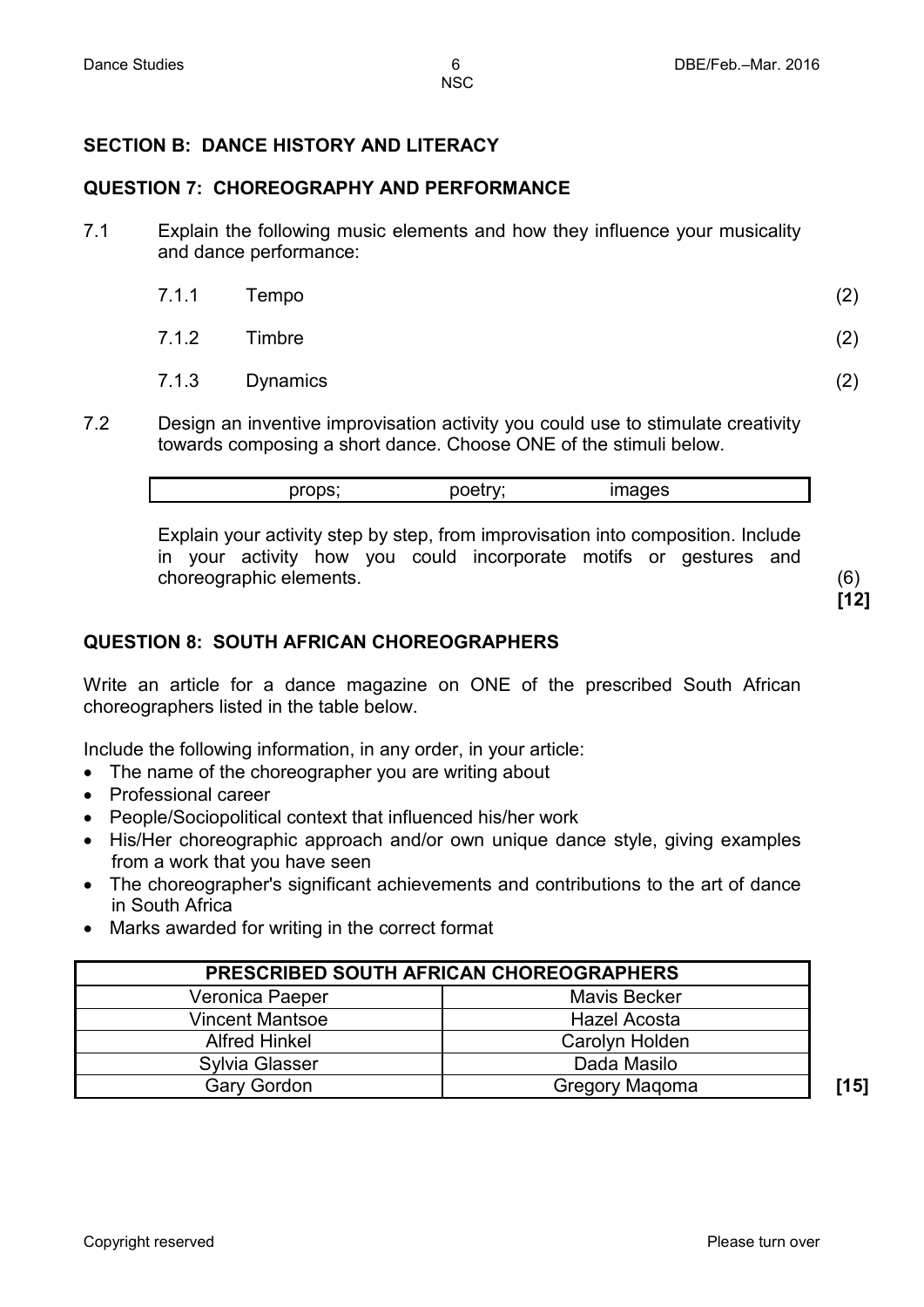## SECTION B: DANCE HISTORY AND LITERACY

### QUESTION 7: CHOREOGRAPHY AND PERFORMANCE

7.1 Explain the following music elements and how they influence your musicality and dance performance:

7.1.1 Tempo (2)

7.1.2 Timbre (2)

7.1.3 Dynamics (2)

7.2 Design an inventive improvisation activity you could use to stimulate creativity towards composing a short dance. Choose ONE of the stimuli below.

| props; | poetry; | images |
|---|---|---|

Explain your activity step by step, from improvisation into composition. Include in your activity how you could incorporate motifs or gestures and choreographic elements. (6)

**[12]**

### QUESTION 8: SOUTH AFRICAN CHOREOGRAPHERS

Write an article for a dance magazine on ONE of the prescribed South African choreographers listed in the table below.

Include the following information, in any order, in your article:

- The name of the choreographer you are writing about
- Professional career
- People/Sociopolitical context that influenced his/her work
- His/Her choreographic approach and/or own unique dance style, giving examples from a work that you have seen
- The choreographer's significant achievements and contributions to the art of dance in South Africa
- Marks awarded for writing in the correct format

| PRESCRIBED SOUTH AFRICAN CHOREOGRAPHERS | |
|---|---|
| Veronica Paeper | Mavis Becker |
| Vincent Mantsoe | Hazel Acosta |
| Alfred Hinkel | Carolyn Holden |
| Sylvia Glasser | Dada Masilo |
| Gary Gordon | Gregory Maqoma |

**[15]**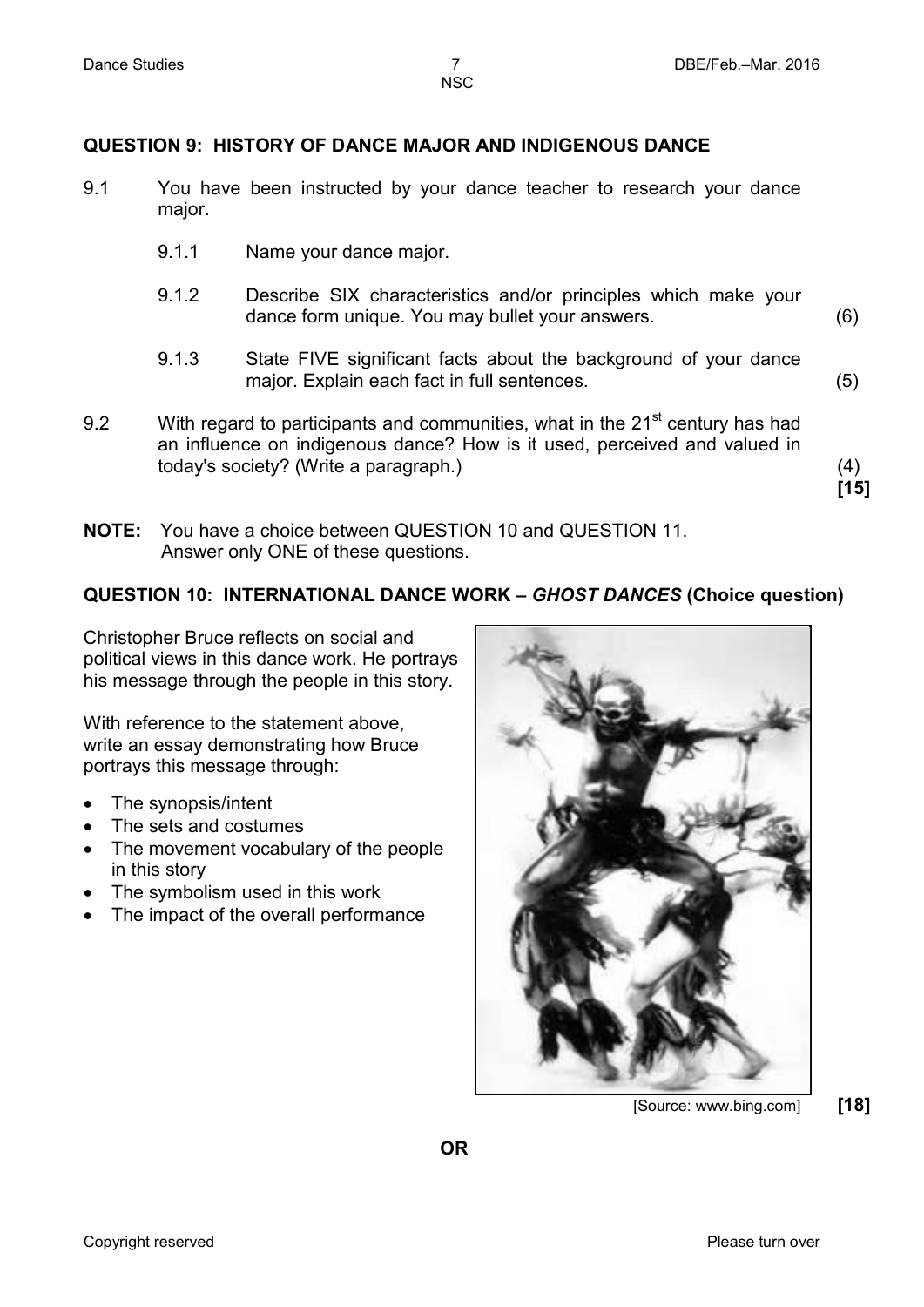## QUESTION 9: HISTORY OF DANCE MAJOR AND INDIGENOUS DANCE

9.1 You have been instructed by your dance teacher to research your dance major.

9.1.1 Name your dance major.

9.1.2 Describe SIX characteristics and/or principles which make your dance form unique. You may bullet your answers. (6)

9.1.3 State FIVE significant facts about the background of your dance major. Explain each fact in full sentences. (5)

9.2 With regard to participants and communities, what in the 21st century has had an influence on indigenous dance? How is it used, perceived and valued in today's society? (Write a paragraph.) (4)

**[15]**

**NOTE:** You have a choice between QUESTION 10 and QUESTION 11. Answer only ONE of these questions.

## QUESTION 10: INTERNATIONAL DANCE WORK – *GHOST DANCES* (Choice question)

Christopher Bruce reflects on social and political views in this dance work. He portrays his message through the people in this story.

With reference to the statement above, write an essay demonstrating how Bruce portrays this message through:

- The synopsis/intent
- The sets and costumes
- The movement vocabulary of the people in this story
- The symbolism used in this work
- The impact of the overall performance

[Source: www.bing.com]

**[18]**

**OR**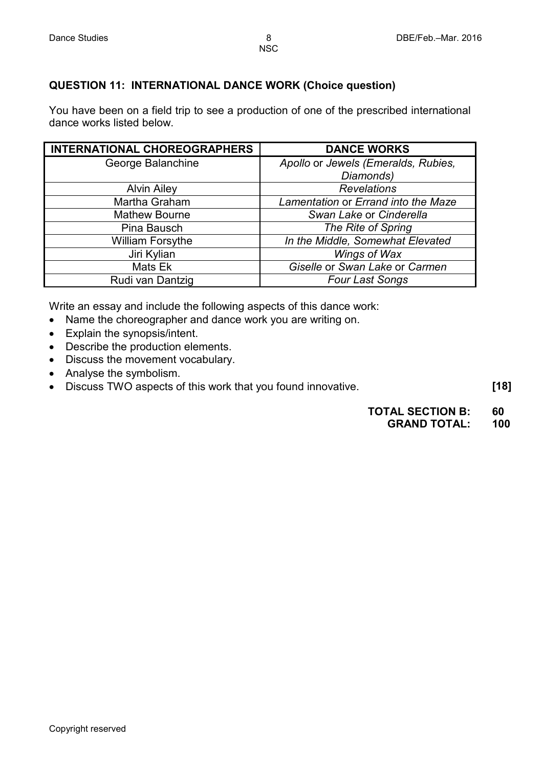## QUESTION 11: INTERNATIONAL DANCE WORK (Choice question)

You have been on a field trip to see a production of one of the prescribed international dance works listed below.

| INTERNATIONAL CHOREOGRAPHERS | DANCE WORKS |
|---|---|
| George Balanchine | *Apollo* or *Jewels (Emeralds, Rubies, Diamonds)* |
| Alvin Ailey | *Revelations* |
| Martha Graham | *Lamentation* or *Errand into the Maze* |
| Mathew Bourne | *Swan Lake* or *Cinderella* |
| Pina Bausch | *The Rite of Spring* |
| William Forsythe | *In the Middle, Somewhat Elevated* |
| Jiri Kylian | *Wings of Wax* |
| Mats Ek | *Giselle* or *Swan Lake* or *Carmen* |
| Rudi van Dantzig | *Four Last Songs* |

Write an essay and include the following aspects of this dance work:

- Name the choreographer and dance work you are writing on.
- Explain the synopsis/intent.
- Describe the production elements.
- Discuss the movement vocabulary.
- Analyse the symbolism.
- Discuss TWO aspects of this work that you found innovative. **[18]**

**TOTAL SECTION B: 60**
**GRAND TOTAL: 100**